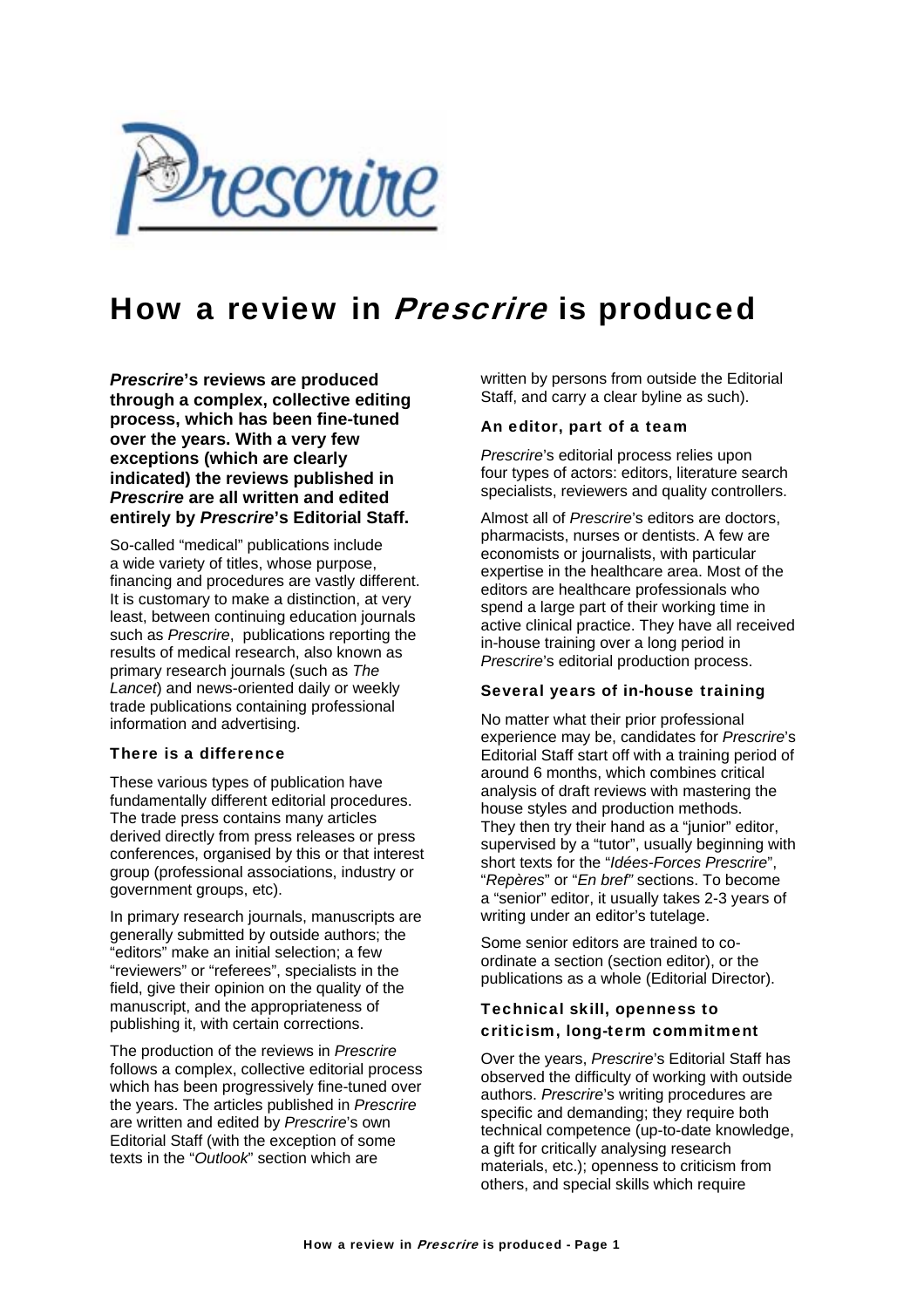# How a review in *Prescrire* is produced

***Prescrire*'s reviews are produced through a complex, collective editing process, which has been fine-tuned over the years. With a very few exceptions (which are clearly indicated) the reviews published in *Prescrire* are all written and edited entirely by *Prescrire*'s Editorial Staff.**

So-called "medical" publications include a wide variety of titles, whose purpose, financing and procedures are vastly different. It is customary to make a distinction, at very least, between continuing education journals such as *Prescrire*, publications reporting the results of medical research, also known as primary research journals (such as *The Lancet*) and news-oriented daily or weekly trade publications containing professional information and advertising.

### There is a difference

These various types of publication have fundamentally different editorial procedures. The trade press contains many articles derived directly from press releases or press conferences, organised by this or that interest group (professional associations, industry or government groups, etc).

In primary research journals, manuscripts are generally submitted by outside authors; the "editors" make an initial selection; a few "reviewers" or "referees", specialists in the field, give their opinion on the quality of the manuscript, and the appropriateness of publishing it, with certain corrections.

The production of the reviews in *Prescrire* follows a complex, collective editorial process which has been progressively fine-tuned over the years. The articles published in *Prescrire* are written and edited by *Prescrire*'s own Editorial Staff (with the exception of some texts in the "*Outlook*" section which are written by persons from outside the Editorial Staff, and carry a clear byline as such).

### An editor, part of a team

*Prescrire*'s editorial process relies upon four types of actors: editors, literature search specialists, reviewers and quality controllers.

Almost all of *Prescrire*'s editors are doctors, pharmacists, nurses or dentists. A few are economists or journalists, with particular expertise in the healthcare area. Most of the editors are healthcare professionals who spend a large part of their working time in active clinical practice. They have all received in-house training over a long period in *Prescrire*'s editorial production process.

### Several years of in-house training

No matter what their prior professional experience may be, candidates for *Prescrire*'s Editorial Staff start off with a training period of around 6 months, which combines critical analysis of draft reviews with mastering the house styles and production methods. They then try their hand as a "junior" editor, supervised by a "tutor", usually beginning with short texts for the "*Idées-Forces Prescrire*", "*Repères*" or "*En bref*" sections. To become a "senior" editor, it usually takes 2-3 years of writing under an editor's tutelage.

Some senior editors are trained to co-ordinate a section (section editor), or the publications as a whole (Editorial Director).

### Technical skill, openness to criticism, long-term commitment

Over the years, *Prescrire*'s Editorial Staff has observed the difficulty of working with outside authors. *Prescrire*'s writing procedures are specific and demanding; they require both technical competence (up-to-date knowledge, a gift for critically analysing research materials, etc.); openness to criticism from others, and special skills which require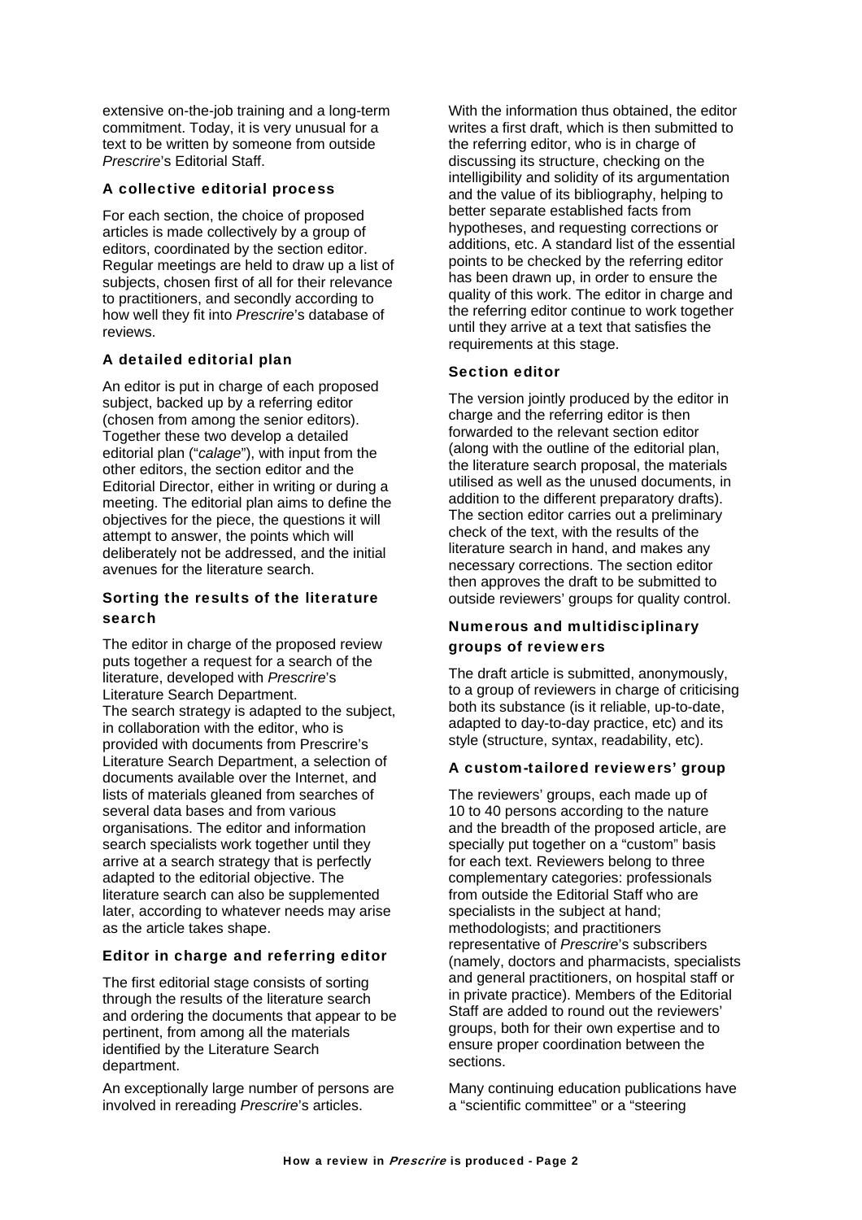extensive on-the-job training and a long-term commitment. Today, it is very unusual for a text to be written by someone from outside *Prescrire*'s Editorial Staff.

### A collective editorial process

For each section, the choice of proposed articles is made collectively by a group of editors, coordinated by the section editor. Regular meetings are held to draw up a list of subjects, chosen first of all for their relevance to practitioners, and secondly according to how well they fit into *Prescrire*'s database of reviews.

### A detailed editorial plan

An editor is put in charge of each proposed subject, backed up by a referring editor (chosen from among the senior editors). Together these two develop a detailed editorial plan ("*calage*"), with input from the other editors, the section editor and the Editorial Director, either in writing or during a meeting. The editorial plan aims to define the objectives for the piece, the questions it will attempt to answer, the points which will deliberately not be addressed, and the initial avenues for the literature search.

### Sorting the results of the literature search

The editor in charge of the proposed review puts together a request for a search of the literature, developed with *Prescrire*'s Literature Search Department.
The search strategy is adapted to the subject, in collaboration with the editor, who is provided with documents from Prescrire's Literature Search Department, a selection of documents available over the Internet, and lists of materials gleaned from searches of several data bases and from various organisations. The editor and information search specialists work together until they arrive at a search strategy that is perfectly adapted to the editorial objective. The literature search can also be supplemented later, according to whatever needs may arise as the article takes shape.

### Editor in charge and referring editor

The first editorial stage consists of sorting through the results of the literature search and ordering the documents that appear to be pertinent, from among all the materials identified by the Literature Search department.

An exceptionally large number of persons are involved in rereading *Prescrire*'s articles.

With the information thus obtained, the editor writes a first draft, which is then submitted to the referring editor, who is in charge of discussing its structure, checking on the intelligibility and solidity of its argumentation and the value of its bibliography, helping to better separate established facts from hypotheses, and requesting corrections or additions, etc. A standard list of the essential points to be checked by the referring editor has been drawn up, in order to ensure the quality of this work. The editor in charge and the referring editor continue to work together until they arrive at a text that satisfies the requirements at this stage.

### Section editor

The version jointly produced by the editor in charge and the referring editor is then forwarded to the relevant section editor (along with the outline of the editorial plan, the literature search proposal, the materials utilised as well as the unused documents, in addition to the different preparatory drafts). The section editor carries out a preliminary check of the text, with the results of the literature search in hand, and makes any necessary corrections. The section editor then approves the draft to be submitted to outside reviewers' groups for quality control.

### Numerous and multidisciplinary groups of reviewers

The draft article is submitted, anonymously, to a group of reviewers in charge of criticising both its substance (is it reliable, up-to-date, adapted to day-to-day practice, etc) and its style (structure, syntax, readability, etc).

### A custom-tailored reviewers' group

The reviewers' groups, each made up of 10 to 40 persons according to the nature and the breadth of the proposed article, are specially put together on a "custom" basis for each text. Reviewers belong to three complementary categories: professionals from outside the Editorial Staff who are specialists in the subject at hand; methodologists; and practitioners representative of *Prescrire*'s subscribers (namely, doctors and pharmacists, specialists and general practitioners, on hospital staff or in private practice). Members of the Editorial Staff are added to round out the reviewers' groups, both for their own expertise and to ensure proper coordination between the sections.

Many continuing education publications have a "scientific committee" or a "steering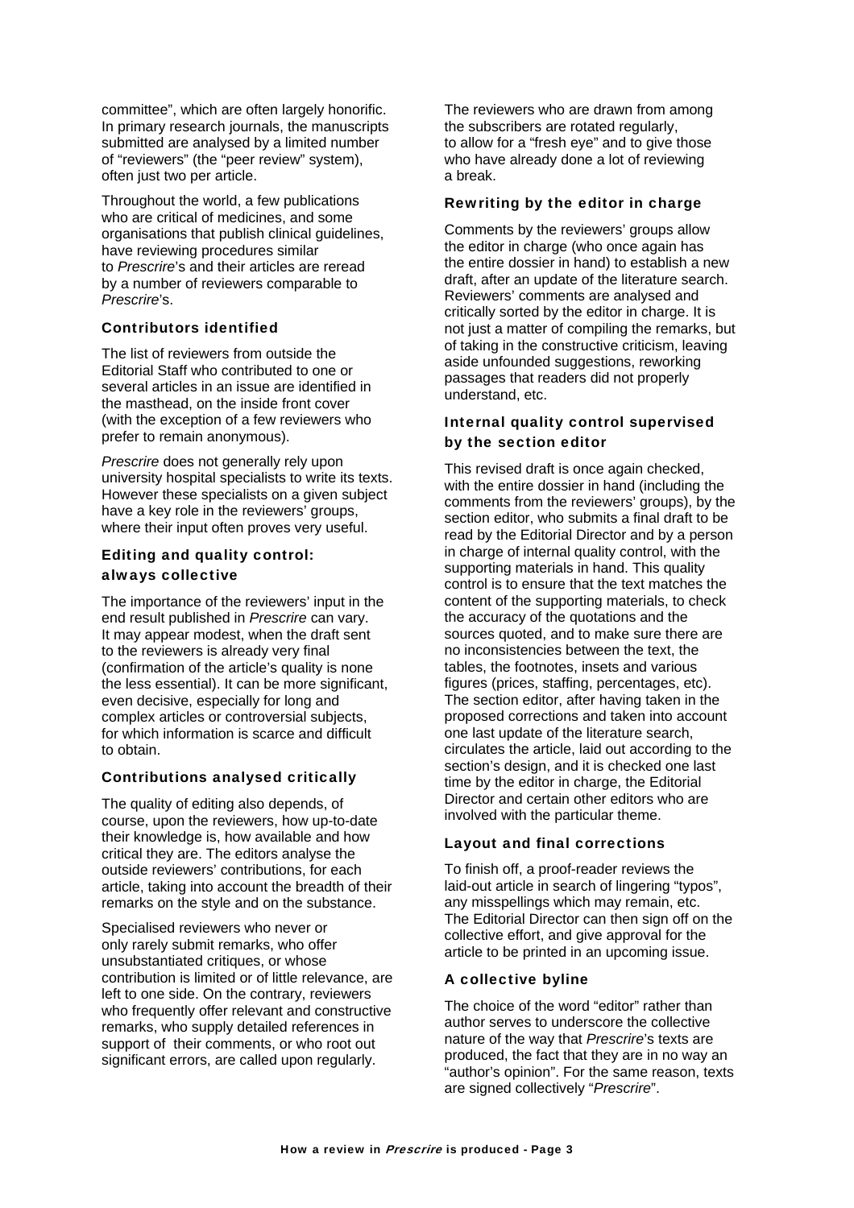committee", which are often largely honorific. In primary research journals, the manuscripts submitted are analysed by a limited number of "reviewers" (the "peer review" system), often just two per article.

Throughout the world, a few publications who are critical of medicines, and some organisations that publish clinical guidelines, have reviewing procedures similar to *Prescrire*'s and their articles are reread by a number of reviewers comparable to *Prescrire*'s.

### Contributors identified

The list of reviewers from outside the Editorial Staff who contributed to one or several articles in an issue are identified in the masthead, on the inside front cover (with the exception of a few reviewers who prefer to remain anonymous).

*Prescrire* does not generally rely upon university hospital specialists to write its texts. However these specialists on a given subject have a key role in the reviewers' groups, where their input often proves very useful.

### Editing and quality control: always collective

The importance of the reviewers' input in the end result published in *Prescrire* can vary. It may appear modest, when the draft sent to the reviewers is already very final (confirmation of the article's quality is none the less essential). It can be more significant, even decisive, especially for long and complex articles or controversial subjects, for which information is scarce and difficult to obtain.

### Contributions analysed critically

The quality of editing also depends, of course, upon the reviewers, how up-to-date their knowledge is, how available and how critical they are. The editors analyse the outside reviewers' contributions, for each article, taking into account the breadth of their remarks on the style and on the substance.

Specialised reviewers who never or only rarely submit remarks, who offer unsubstantiated critiques, or whose contribution is limited or of little relevance, are left to one side. On the contrary, reviewers who frequently offer relevant and constructive remarks, who supply detailed references in support of their comments, or who root out significant errors, are called upon regularly.

The reviewers who are drawn from among the subscribers are rotated regularly, to allow for a "fresh eye" and to give those who have already done a lot of reviewing a break.

### Rewriting by the editor in charge

Comments by the reviewers' groups allow the editor in charge (who once again has the entire dossier in hand) to establish a new draft, after an update of the literature search. Reviewers' comments are analysed and critically sorted by the editor in charge. It is not just a matter of compiling the remarks, but of taking in the constructive criticism, leaving aside unfounded suggestions, reworking passages that readers did not properly understand, etc.

### Internal quality control supervised by the section editor

This revised draft is once again checked, with the entire dossier in hand (including the comments from the reviewers' groups), by the section editor, who submits a final draft to be read by the Editorial Director and by a person in charge of internal quality control, with the supporting materials in hand. This quality control is to ensure that the text matches the content of the supporting materials, to check the accuracy of the quotations and the sources quoted, and to make sure there are no inconsistencies between the text, the tables, the footnotes, insets and various figures (prices, staffing, percentages, etc). The section editor, after having taken in the proposed corrections and taken into account one last update of the literature search, circulates the article, laid out according to the section's design, and it is checked one last time by the editor in charge, the Editorial Director and certain other editors who are involved with the particular theme.

### Layout and final corrections

To finish off, a proof-reader reviews the laid-out article in search of lingering "typos", any misspellings which may remain, etc. The Editorial Director can then sign off on the collective effort, and give approval for the article to be printed in an upcoming issue.

### A collective byline

The choice of the word "editor" rather than author serves to underscore the collective nature of the way that *Prescrire*'s texts are produced, the fact that they are in no way an "author's opinion". For the same reason, texts are signed collectively "*Prescrire*".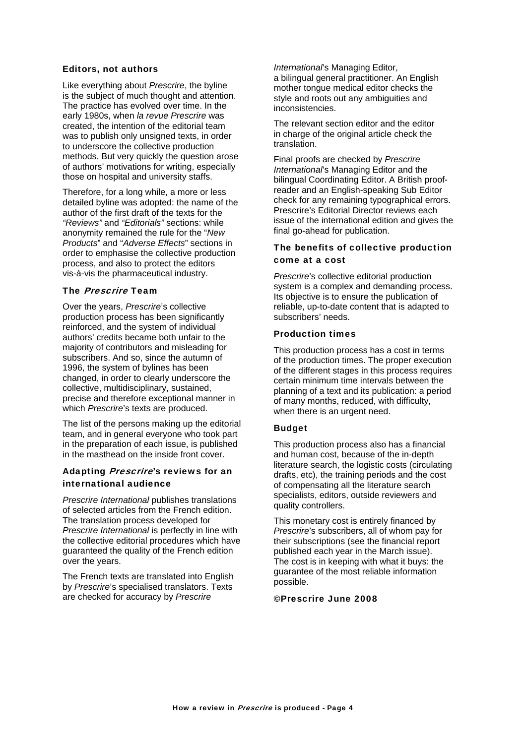### Editors, not authors

Like everything about *Prescrire*, the byline is the subject of much thought and attention. The practice has evolved over time. In the early 1980s, when *la revue Prescrire* was created, the intention of the editorial team was to publish only unsigned texts, in order to underscore the collective production methods. But very quickly the question arose of authors' motivations for writing, especially those on hospital and university staffs.

Therefore, for a long while, a more or less detailed byline was adopted: the name of the author of the first draft of the texts for the *"Reviews"* and *"Editorials"* sections: while anonymity remained the rule for the "*New Products*" and "*Adverse Effects*" sections in order to emphasise the collective production process, and also to protect the editors vis-à-vis the pharmaceutical industry.

### The *Prescrire* Team

Over the years, *Prescrire*'s collective production process has been significantly reinforced, and the system of individual authors' credits became both unfair to the majority of contributors and misleading for subscribers. And so, since the autumn of 1996, the system of bylines has been changed, in order to clearly underscore the collective, multidisciplinary, sustained, precise and therefore exceptional manner in which *Prescrire*'s texts are produced.

The list of the persons making up the editorial team, and in general everyone who took part in the preparation of each issue, is published in the masthead on the inside front cover.

### Adapting *Prescrire*'s reviews for an international audience

*Prescrire International* publishes translations of selected articles from the French edition. The translation process developed for *Prescrire International* is perfectly in line with the collective editorial procedures which have guaranteed the quality of the French edition over the years.

The French texts are translated into English by *Prescrire*'s specialised translators. Texts are checked for accuracy by *Prescrire International*'s Managing Editor, a bilingual general practitioner. An English mother tongue medical editor checks the style and roots out any ambiguities and inconsistencies.

The relevant section editor and the editor in charge of the original article check the translation.

Final proofs are checked by *Prescrire International*'s Managing Editor and the bilingual Coordinating Editor. A British proof-reader and an English-speaking Sub Editor check for any remaining typographical errors. Prescrire's Editorial Director reviews each issue of the international edition and gives the final go-ahead for publication.

### The benefits of collective production come at a cost

*Prescrire*'s collective editorial production system is a complex and demanding process. Its objective is to ensure the publication of reliable, up-to-date content that is adapted to subscribers' needs.

### Production times

This production process has a cost in terms of the production times. The proper execution of the different stages in this process requires certain minimum time intervals between the planning of a text and its publication: a period of many months, reduced, with difficulty, when there is an urgent need.

### Budget

This production process also has a financial and human cost, because of the in-depth literature search, the logistic costs (circulating drafts, etc), the training periods and the cost of compensating all the literature search specialists, editors, outside reviewers and quality controllers.

This monetary cost is entirely financed by *Prescrire*'s subscribers, all of whom pay for their subscriptions (see the financial report published each year in the March issue). The cost is in keeping with what it buys: the guarantee of the most reliable information possible.

**©Prescrire June 2008**